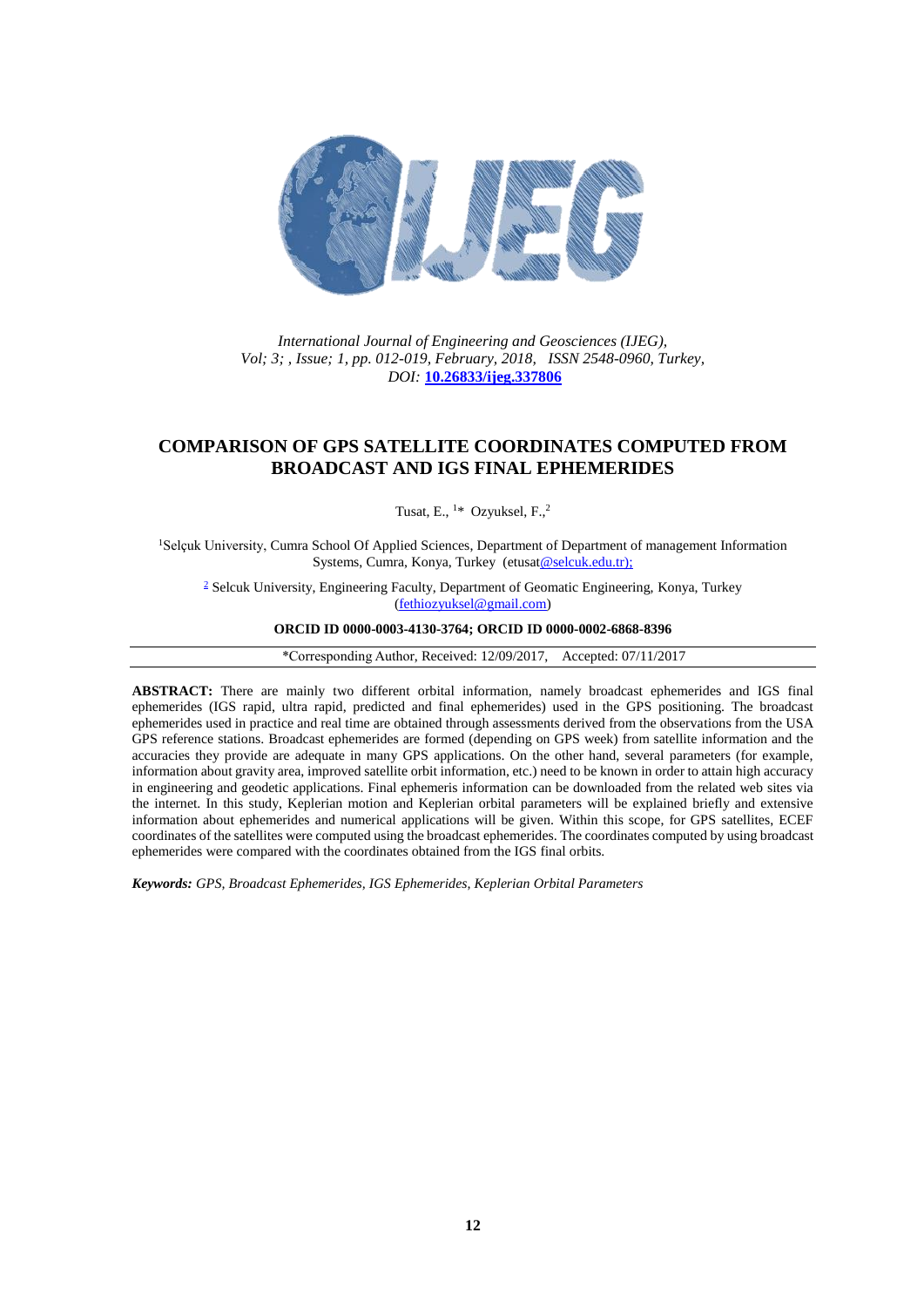*International Journal of Engineering and Geosciences (IJEG), Vol; 3; , Issue; 1, pp. 012-019, February, 2018, ISSN 2548-0960, Turkey, DOI:* **10.26833/ijeg.337806**

# COMPARISON OF GPS SATELLITE COORDINATES COMPUTED FROM BROADCAST AND IGS FINAL EPHEMERIDES

Tusat, E., [1]* Ozyuksel, F.,[2]

[1]Selçuk University, Cumra School Of Applied Sciences, Department of Department of management Information Systems, Cumra, Konya, Turkey (etusat@selcuk.edu.tr);

[2] Selcuk University, Engineering Faculty, Department of Geomatic Engineering, Konya, Turkey (fethiozyuksel@gmail.com)

**ORCID ID 0000-0003-4130-3764; ORCID ID 0000-0002-6868-8396**

*Corresponding Author, Received: 12/09/2017, Accepted: 07/11/2017

**ABSTRACT:** There are mainly two different orbital information, namely broadcast ephemerides and IGS final ephemerides (IGS rapid, ultra rapid, predicted and final ephemerides) used in the GPS positioning. The broadcast ephemerides used in practice and real time are obtained through assessments derived from the observations from the USA GPS reference stations. Broadcast ephemerides are formed (depending on GPS week) from satellite information and the accuracies they provide are adequate in many GPS applications. On the other hand, several parameters (for example, information about gravity area, improved satellite orbit information, etc.) need to be known in order to attain high accuracy in engineering and geodetic applications. Final ephemeris information can be downloaded from the related web sites via the internet. In this study, Keplerian motion and Keplerian orbital parameters will be explained briefly and extensive information about ephemerides and numerical applications will be given. Within this scope, for GPS satellites, ECEF coordinates of the satellites were computed using the broadcast ephemerides. The coordinates computed by using broadcast ephemerides were compared with the coordinates obtained from the IGS final orbits.

***Keywords:*** *GPS, Broadcast Ephemerides, IGS Ephemerides, Keplerian Orbital Parameters*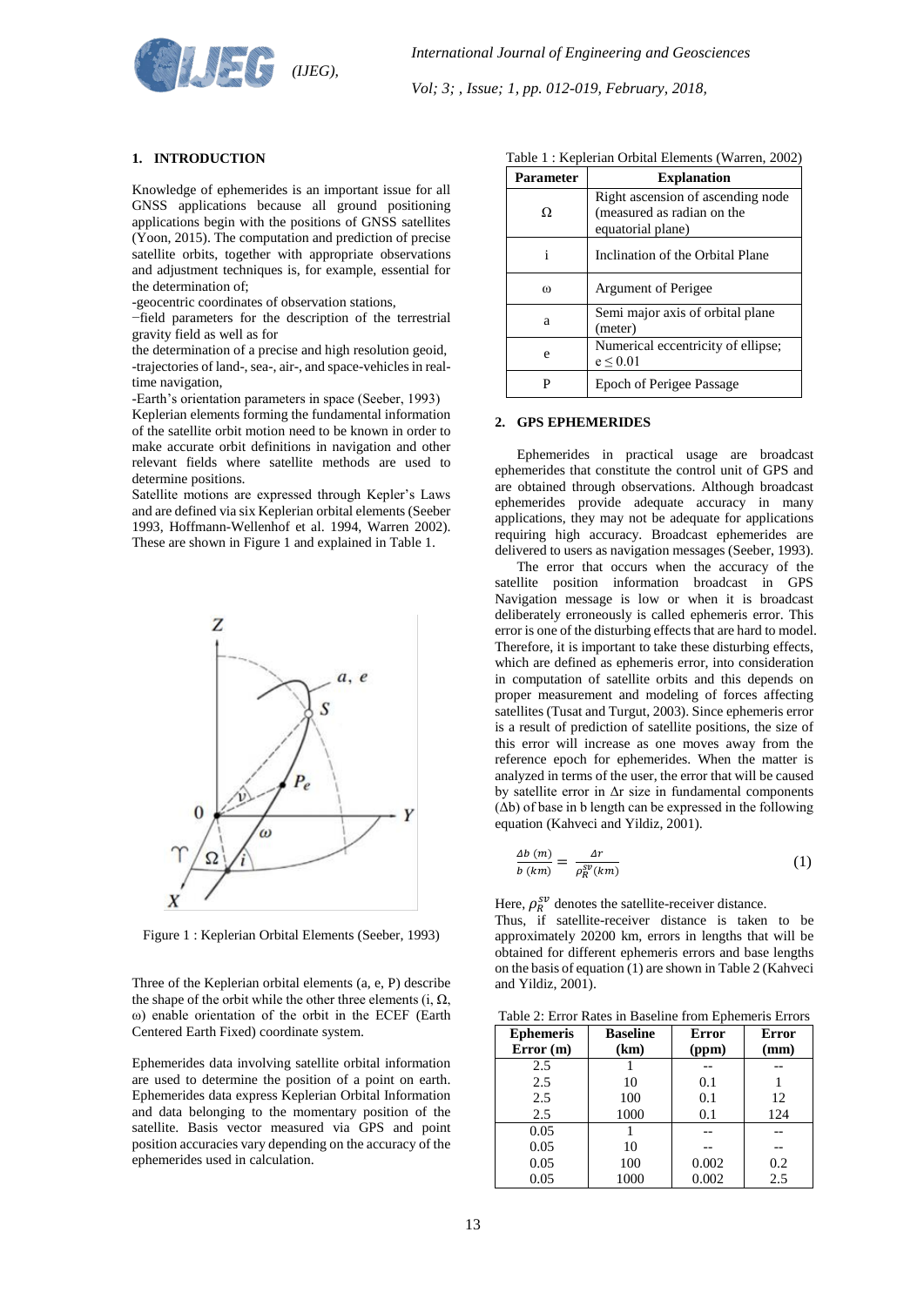## 1. INTRODUCTION

Knowledge of ephemerides is an important issue for all GNSS applications because all ground positioning applications begin with the positions of GNSS satellites (Yoon, 2015). The computation and prediction of precise satellite orbits, together with appropriate observations and adjustment techniques is, for example, essential for the determination of;

-geocentric coordinates of observation stations,

−field parameters for the description of the terrestrial gravity field as well as for the determination of a precise and high resolution geoid,

-trajectories of land-, sea-, air-, and space-vehicles in real-time navigation,

-Earth's orientation parameters in space (Seeber, 1993)

Keplerian elements forming the fundamental information of the satellite orbit motion need to be known in order to make accurate orbit definitions in navigation and other relevant fields where satellite methods are used to determine positions.

Satellite motions are expressed through Kepler's Laws and are defined via six Keplerian orbital elements (Seeber 1993, Hoffmann-Wellenhof et al. 1994, Warren 2002). These are shown in Figure 1 and explained in Table 1.

Figure 1 : Keplerian Orbital Elements (Seeber, 1993)

Three of the Keplerian orbital elements (a, e, P) describe the shape of the orbit while the other three elements (i, Ω, ω) enable orientation of the orbit in the ECEF (Earth Centered Earth Fixed) coordinate system.

Ephemerides data involving satellite orbital information are used to determine the position of a point on earth. Ephemerides data express Keplerian Orbital Information and data belonging to the momentary position of the satellite. Basis vector measured via GPS and point position accuracies vary depending on the accuracy of the ephemerides used in calculation.

Table 1 : Keplerian Orbital Elements (Warren, 2002)

| Parameter | Explanation |
|---|---|
| Ω | Right ascension of ascending node (measured as radian on the equatorial plane) |
| i | Inclination of the Orbital Plane |
| ω | Argument of Perigee |
| a | Semi major axis of orbital plane (meter) |
| e | Numerical eccentricity of ellipse; e ≤ 0.01 |
| P | Epoch of Perigee Passage |

## 2. GPS EPHEMERIDES

Ephemerides in practical usage are broadcast ephemerides that constitute the control unit of GPS and are obtained through observations. Although broadcast ephemerides provide adequate accuracy in many applications, they may not be adequate for applications requiring high accuracy. Broadcast ephemerides are delivered to users as navigation messages (Seeber, 1993).

The error that occurs when the accuracy of the satellite position information broadcast in GPS Navigation message is low or when it is broadcast deliberately erroneously is called ephemeris error. This error is one of the disturbing effects that are hard to model. Therefore, it is important to take these disturbing effects, which are defined as ephemeris error, into consideration in computation of satellite orbits and this depends on proper measurement and modeling of forces affecting satellites (Tusat and Turgut, 2003). Since ephemeris error is a result of prediction of satellite positions, the size of this error will increase as one moves away from the reference epoch for ephemerides. When the matter is analyzed in terms of the user, the error that will be caused by satellite error in Δr size in fundamental components (Δb) of base in b length can be expressed in the following equation (Kahveci and Yildiz, 2001).

$$\frac{\Delta b\ (m)}{b\ (km)} = \frac{\Delta r}{\rho_R^{sv}(km)} \tag{1}$$

Here, $\rho_R^{sv}$ denotes the satellite-receiver distance.

Thus, if satellite-receiver distance is taken to be approximately 20200 km, errors in lengths that will be obtained for different ephemeris errors and base lengths on the basis of equation (1) are shown in Table 2 (Kahveci and Yildiz, 2001).

Table 2: Error Rates in Baseline from Ephemeris Errors

| Ephemeris Error (m) | Baseline (km) | Error (ppm) | Error (mm) |
|---|---|---|---|
| 2.5 | 1 | -- | -- |
| 2.5 | 10 | 0.1 | 1 |
| 2.5 | 100 | 0.1 | 12 |
| 2.5 | 1000 | 0.1 | 124 |
| 0.05 | 1 | -- | -- |
| 0.05 | 10 | -- | -- |
| 0.05 | 100 | 0.002 | 0.2 |
| 0.05 | 1000 | 0.002 | 2.5 |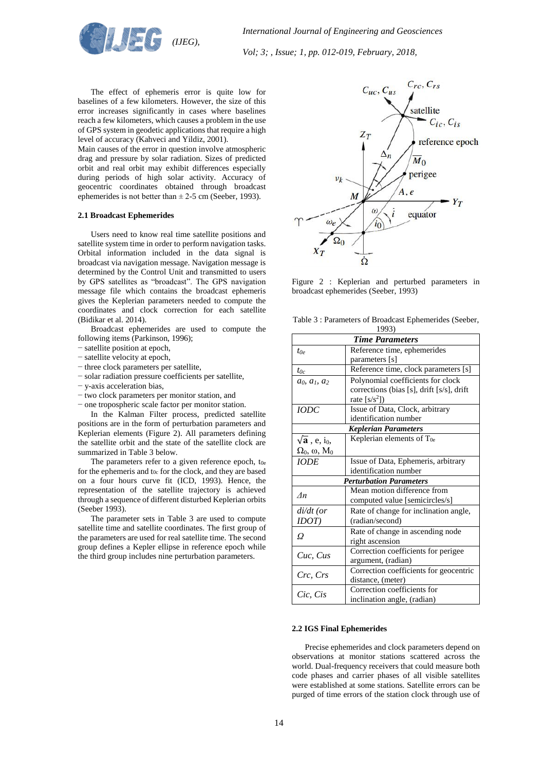The effect of ephemeris error is quite low for baselines of a few kilometers. However, the size of this error increases significantly in cases where baselines reach a few kilometers, which causes a problem in the use of GPS system in geodetic applications that require a high level of accuracy (Kahveci and Yildiz, 2001).

Main causes of the error in question involve atmospheric drag and pressure by solar radiation. Sizes of predicted orbit and real orbit may exhibit differences especially during periods of high solar activity. Accuracy of geocentric coordinates obtained through broadcast ephemerides is not better than ± 2-5 cm (Seeber, 1993).

### 2.1 Broadcast Ephemerides

Users need to know real time satellite positions and satellite system time in order to perform navigation tasks. Orbital information included in the data signal is broadcast via navigation message. Navigation message is determined by the Control Unit and transmitted to users by GPS satellites as "broadcast". The GPS navigation message file which contains the broadcast ephemeris gives the Keplerian parameters needed to compute the coordinates and clock correction for each satellite (Bidikar et al. 2014).

Broadcast ephemerides are used to compute the following items (Parkinson, 1996);

- satellite position at epoch,
- satellite velocity at epoch,
- three clock parameters per satellite,
- solar radiation pressure coefficients per satellite,
- y-axis acceleration bias,
- two clock parameters per monitor station, and
- one tropospheric scale factor per monitor station.

In the Kalman Filter process, predicted satellite positions are in the form of perturbation parameters and Keplerian elements (Figure 2). All parameters defining the satellite orbit and the state of the satellite clock are summarized in Table 3 below.

The parameters refer to a given reference epoch, $t_{0e}$ for the ephemeris and $t_{0c}$ for the clock, and they are based on a four hours curve fit (ICD, 1993). Hence, the representation of the satellite trajectory is achieved through a sequence of different disturbed Keplerian orbits (Seeber 1993).

The parameter sets in Table 3 are used to compute satellite time and satellite coordinates. The first group of the parameters are used for real satellite time. The second group defines a Kepler ellipse in reference epoch while the third group includes nine perturbation parameters.

Figure 2 : Keplerian and perturbed parameters in broadcast ephemerides (Seeber, 1993)

Table 3 : Parameters of Broadcast Ephemerides (Seeber, 1993)

| *Time Parameters* | |
|---|---|
| $t_{0e}$ | Reference time, ephemerides parameters [s] |
| $t_{0c}$ | Reference time, clock parameters [s] |
| $a_0$, $a_1$, $a_2$ | Polynomial coefficients for clock corrections (bias [s], drift [s/s], drift rate [s/s$^2$]) |
| *IODC* | Issue of Data, Clock, arbitrary identification number |
| ***Keplerian Parameters*** | |
| $\sqrt{a}$, e, $i_0$, $\Omega_0$, $\omega$, $M_0$ | Keplerian elements of $T_{0e}$ |
| *IODE* | Issue of Data, Ephemeris, arbitrary identification number |
| ***Perturbation Parameters*** | |
| $\Delta n$ | Mean motion difference from computed value [semicircles/s] |
| *di/dt (or IDOT)* | Rate of change for inclination angle, (radian/second) |
| $\dot{\Omega}$ | Rate of change in ascending node right ascension |
| *Cuc, Cus* | Correction coefficients for perigee argument, (radian) |
| *Crc, Crs* | Correction coefficients for geocentric distance, (meter) |
| *Cic, Cis* | Correction coefficients for inclination angle, (radian) |

### 2.2 IGS Final Ephemerides

Precise ephemerides and clock parameters depend on observations at monitor stations scattered across the world. Dual-frequency receivers that could measure both code phases and carrier phases of all visible satellites were established at some stations. Satellite errors can be purged of time errors of the station clock through use of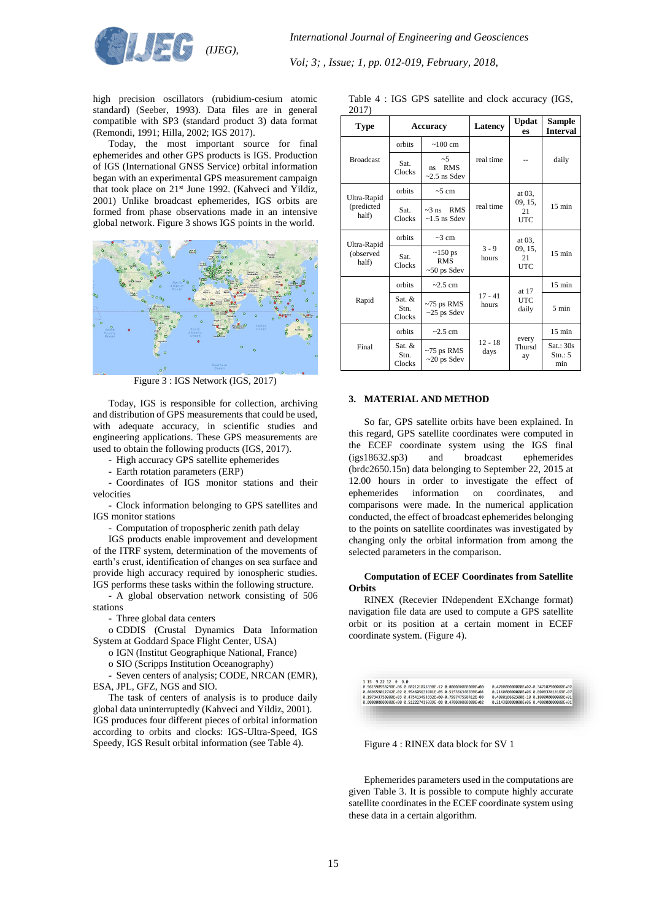high precision oscillators (rubidium-cesium atomic standard) (Seeber, 1993). Data files are in general compatible with SP3 (standard product 3) data format (Remondi, 1991; Hilla, 2002; IGS 2017).

Today, the most important source for final ephemerides and other GPS products is IGS. Production of IGS (International GNSS Service) orbital information began with an experimental GPS measurement campaign that took place on 21st June 1992. (Kahveci and Yildiz, 2001) Unlike broadcast ephemerides, IGS orbits are formed from phase observations made in an intensive global network. Figure 3 shows IGS points in the world.

Figure 3 : IGS Network (IGS, 2017)

Today, IGS is responsible for collection, archiving and distribution of GPS measurements that could be used, with adequate accuracy, in scientific studies and engineering applications. These GPS measurements are used to obtain the following products (IGS, 2017).

- High accuracy GPS satellite ephemerides
- Earth rotation parameters (ERP)
- Coordinates of IGS monitor stations and their velocities
- Clock information belonging to GPS satellites and IGS monitor stations
- Computation of tropospheric zenith path delay

IGS products enable improvement and development of the ITRF system, determination of the movements of earth's crust, identification of changes on sea surface and provide high accuracy required by ionospheric studies. IGS performs these tasks within the following structure.

- A global observation network consisting of 506 stations
- Three global data centers
  - o CDDIS (Crustal Dynamics Data Information System at Goddard Space Flight Center, USA)
  - o IGN (Institut Geographique National, France)
  - o SIO (Scripps Institution Oceanography)
- Seven centers of analysis; CODE, NRCAN (EMR), ESA, JPL, GFZ, NGS and SIO.

The task of centers of analysis is to produce daily global data uninterruptedly (Kahveci and Yildiz, 2001). IGS produces four different pieces of orbital information according to orbits and clocks: IGS-Ultra-Speed, IGS Speedy, IGS Result orbital information (see Table 4).

Table 4 : IGS GPS satellite and clock accuracy (IGS, 2017)

| Type | Accuracy | | Latency | Updates | Sample Interval |
|---|---|---|---|---|---|
| Broadcast | orbits | ~100 cm | real time | -- | daily |
| | Sat. Clocks | ~5 ns RMS ~2.5 ns Sdev | | | |
| Ultra-Rapid (predicted half) | orbits | ~5 cm | real time | at 03, 09, 15, 21 UTC | 15 min |
| | Sat. Clocks | ~3 ns RMS ~1.5 ns Sdev | | | |
| Ultra-Rapid (observed half) | orbits | ~3 cm | 3 - 9 hours | at 03, 09, 15, 21 UTC | 15 min |
| | Sat. Clocks | ~150 ps RMS ~50 ps Sdev | | | |
| Rapid | orbits | ~2.5 cm | 17 - 41 hours | at 17 UTC daily | 15 min |
| | Sat. & Stn. Clocks | ~75 ps RMS ~25 ps Sdev | | | 5 min |
| Final | orbits | ~2.5 cm | 12 - 18 days | every Thursday | 15 min |
| | Sat. & Stn. Clocks | ~75 ps RMS ~20 ps Sdev | | | Sat.: 30s Stn.: 5 min |

## 3. MATERIAL AND METHOD

So far, GPS satellite orbits have been explained. In this regard, GPS satellite coordinates were computed in the ECEF coordinate system using the IGS final (igs18632.sp3) and broadcast ephemerides (brdc2650.15n) data belonging to September 22, 2015 at 12.00 hours in order to investigate the effect of ephemerides information on coordinates, and comparisons were made. In the numerical application conducted, the effect of broadcast ephemerides belonging to the points on satellite coordinates was investigated by changing only the orbital information from among the selected parameters in the comparison.

### Computation of ECEF Coordinates from Satellite Orbits

RINEX (Recevier INdependent EXchange format) navigation file data are used to compute a GPS satellite orbit or its position at a certain moment in ECEF coordinate system. (Figure 4).

```
1 15  9 22 12  0  0.0
0.363590558298E-06 0.682121026330E-12 0.000000000000E+00    0.470000000000E+02-0.347187500000E+02
0.469659012742E-02 0.956605638981E-05 0.515366348839E+04    0.216000000000E+06 0.800937414169E-07
0.197343750000E+03 0.475413491332E+00-0.799747598412E-08    0.400016662300E-10 0.100000000000E+01
0.000000000000E+00 0.512227416039E-08 0.470000000000E+02    0.214380000000E+06 0.400000000000E+01
```

Figure 4 : RINEX data block for SV 1

Ephemerides parameters used in the computations are given Table 3. It is possible to compute highly accurate satellite coordinates in the ECEF coordinate system using these data in a certain algorithm.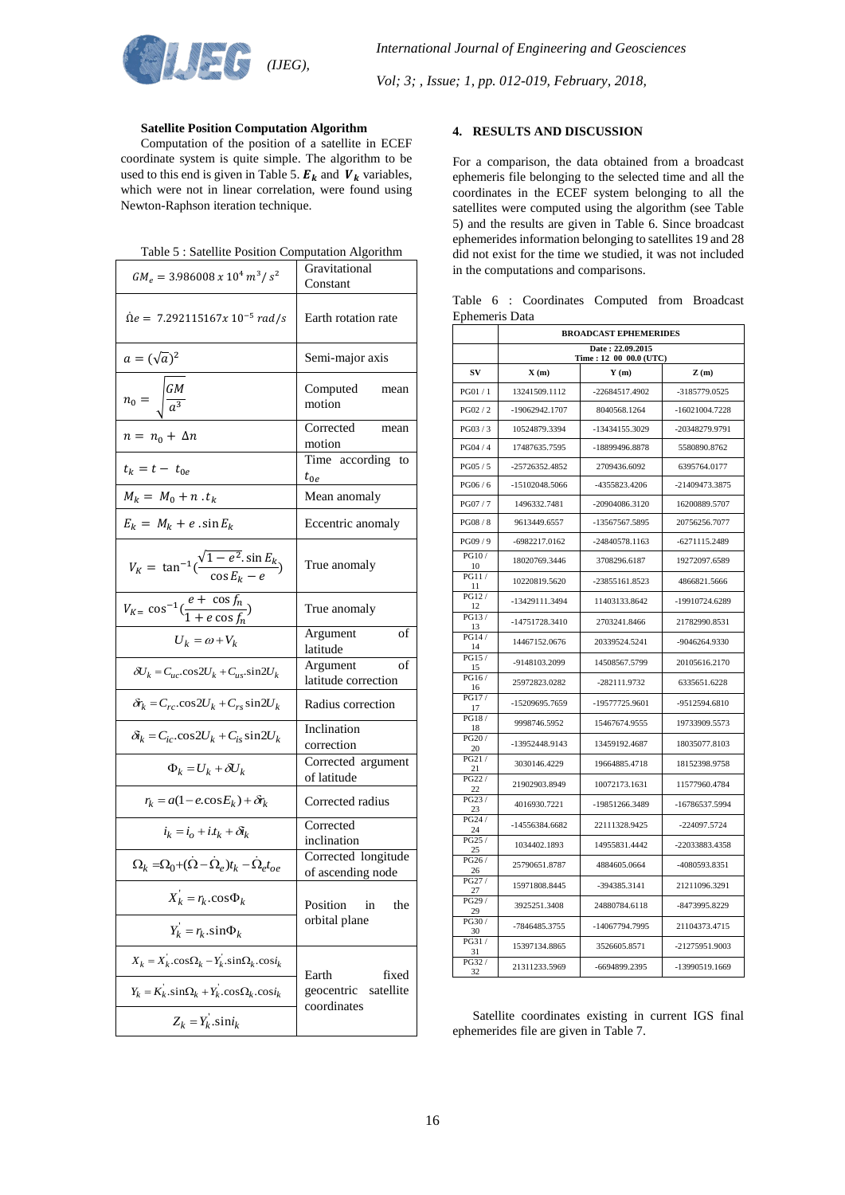### Satellite Position Computation Algorithm

Computation of the position of a satellite in ECEF coordinate system is quite simple. The algorithm to be used to this end is given in Table 5. $\boldsymbol{E_k}$ and $\boldsymbol{V_k}$ variables, which were not in linear correlation, were found using Newton-Raphson iteration technique.

Table 5 : Satellite Position Computation Algorithm

| | |
|---|---|
| $GM_e = 3.986008\ x\ 10^4\ m^3/\ s^2$ | Gravitational Constant |
| $\dot{\Omega}e = 7.292115167x\ 10^{-5}\ rad/s$ | Earth rotation rate |
| $a = (\sqrt{a})^2$ | Semi-major axis |
| $n_0 = \sqrt{\dfrac{GM}{a^3}}$ | Computed mean motion |
| $n = n_0 + \Delta n$ | Corrected mean motion |
| $t_k = t - t_{0e}$ | Time according to $t_{0e}$ |
| $M_k = M_0 + n\ .t_k$ | Mean anomaly |
| $E_k = M_k + e\ .\sin E_k$ | Eccentric anomaly |
| $V_K = \tan^{-1}(\dfrac{\sqrt{1-e^2}.\sin E_k}{\cos E_k - e})$ | True anomaly |
| $V_{K=} \cos^{-1}(\dfrac{e + \cos f_n}{1 + e\cos f_n})$ | True anomaly |
| $U_k = \omega + V_k$ | Argument of latitude |
| $\delta U_k = C_{uc}.\cos 2U_k + C_{us}.\sin 2U_k$ | Argument of latitude correction |
| $\delta r_k = C_{rc}.\cos 2U_k + C_{rs}\sin 2U_k$ | Radius correction |
| $\delta i_k = C_{ic}.\cos 2U_k + C_{is}\sin 2U_k$ | Inclination correction |
| $\Phi_k = U_k + \delta U_k$ | Corrected argument of latitude |
| $r_k = a(1 - e.\cos E_k) + \delta r_k$ | Corrected radius |
| $i_k = i_o + i.t_k + \delta i_k$ | Corrected inclination |
| $\Omega_k = \Omega_0 + (\dot{\Omega} - \dot{\Omega}_e)t_k - \dot{\Omega}_e t_{oe}$ | Corrected longitude of ascending node |
| $X_k^{'} = r_k.\cos\Phi_k$ | Position in the orbital plane |
| $Y_k^{'} = r_k.\sin\Phi_k$ | |
| $X_k = X_k^{'}.\cos\Omega_k - Y_k^{'}.\sin\Omega_k.\cos i_k$ | Earth fixed geocentric satellite coordinates |
| $Y_k = K_k^{'}.\sin\Omega_k + Y_k^{'}.\cos\Omega_k.\cos i_k$ | |
| $Z_k = Y_k^{'}.\sin i_k$ | |

## 4. RESULTS AND DISCUSSION

For a comparison, the data obtained from a broadcast ephemeris file belonging to the selected time and all the coordinates in the ECEF system belonging to all the satellites were computed using the algorithm (see Table 5) and the results are given in Table 6. Since broadcast ephemerides information belonging to satellites 19 and 28 did not exist for the time we studied, it was not included in the computations and comparisons.

Table 6 : Coordinates Computed from Broadcast Ephemeris Data

| | BROADCAST EPHEMERIDES | | |
|---|---|---|---|
| | Date : 22.09.2015 Time : 12 00 00.0 (UTC) | | |
| SV | X (m) | Y (m) | Z (m) |
| PG01 / 1 | 13241509.1112 | -22684517.4902 | -3185779.0525 |
| PG02 / 2 | -19062942.1707 | 8040568.1264 | -16021004.7228 |
| PG03 / 3 | 10524879.3394 | -13434155.3029 | -20348279.9791 |
| PG04 / 4 | 17487635.7595 | -18899496.8878 | 5580890.8762 |
| PG05 / 5 | -25726352.4852 | 2709436.6092 | 6395764.0177 |
| PG06 / 6 | -15102048.5066 | -4355823.4206 | -21409473.3875 |
| PG07 / 7 | 1496332.7481 | -20904086.3120 | 16200889.5707 |
| PG08 / 8 | 9613449.6557 | -13567567.5895 | 20756256.7077 |
| PG09 / 9 | -6982217.0162 | -24840578.1163 | -6271115.2489 |
| PG10 / 10 | 18020769.3446 | 3708296.6187 | 19272097.6589 |
| PG11 / 11 | 10220819.5620 | -23855161.8523 | 4866821.5666 |
| PG12 / 12 | -13429111.3494 | 11403133.8642 | -19910724.6289 |
| PG13 / 13 | -14751728.3410 | 2703241.8466 | 21782990.8531 |
| PG14 / 14 | 14467152.0676 | 20339524.5241 | -9046264.9330 |
| PG15 / 15 | -9148103.2099 | 14508567.5799 | 20105616.2170 |
| PG16 / 16 | 25972823.0282 | -282111.9732 | 6335651.6228 |
| PG17 / 17 | -15209695.7659 | -19577725.9601 | -9512594.6810 |
| PG18 / 18 | 9998746.5952 | 15467674.9555 | 19733909.5573 |
| PG20 / 20 | -13952448.9143 | 13459192.4687 | 18035077.8103 |
| PG21 / 21 | 3030146.4229 | 19664885.4718 | 18152398.9758 |
| PG22 / 22 | 21902903.8949 | 10072173.1631 | 11577960.4784 |
| PG23 / 23 | 4016930.7221 | -19851266.3489 | -16786537.5994 |
| PG24 / 24 | -14556384.6682 | 22111328.9425 | -224097.5724 |
| PG25 / 25 | 1034402.1893 | 14955831.4442 | -22033883.4358 |
| PG26 / 26 | 25790651.8787 | 4884605.0664 | -4080593.8351 |
| PG27 / 27 | 15971808.8445 | -394385.3141 | 21211096.3291 |
| PG29 / 29 | 3925251.3408 | 24880784.6118 | -8473995.8229 |
| PG30 / 30 | -7846485.3755 | -14067794.7995 | 21104373.4715 |
| PG31 / 31 | 15397134.8865 | 3526605.8571 | -21275951.9003 |
| PG32 / 32 | 21311233.5969 | -6694899.2395 | -13990519.1669 |

Satellite coordinates existing in current IGS final ephemerides file are given in Table 7.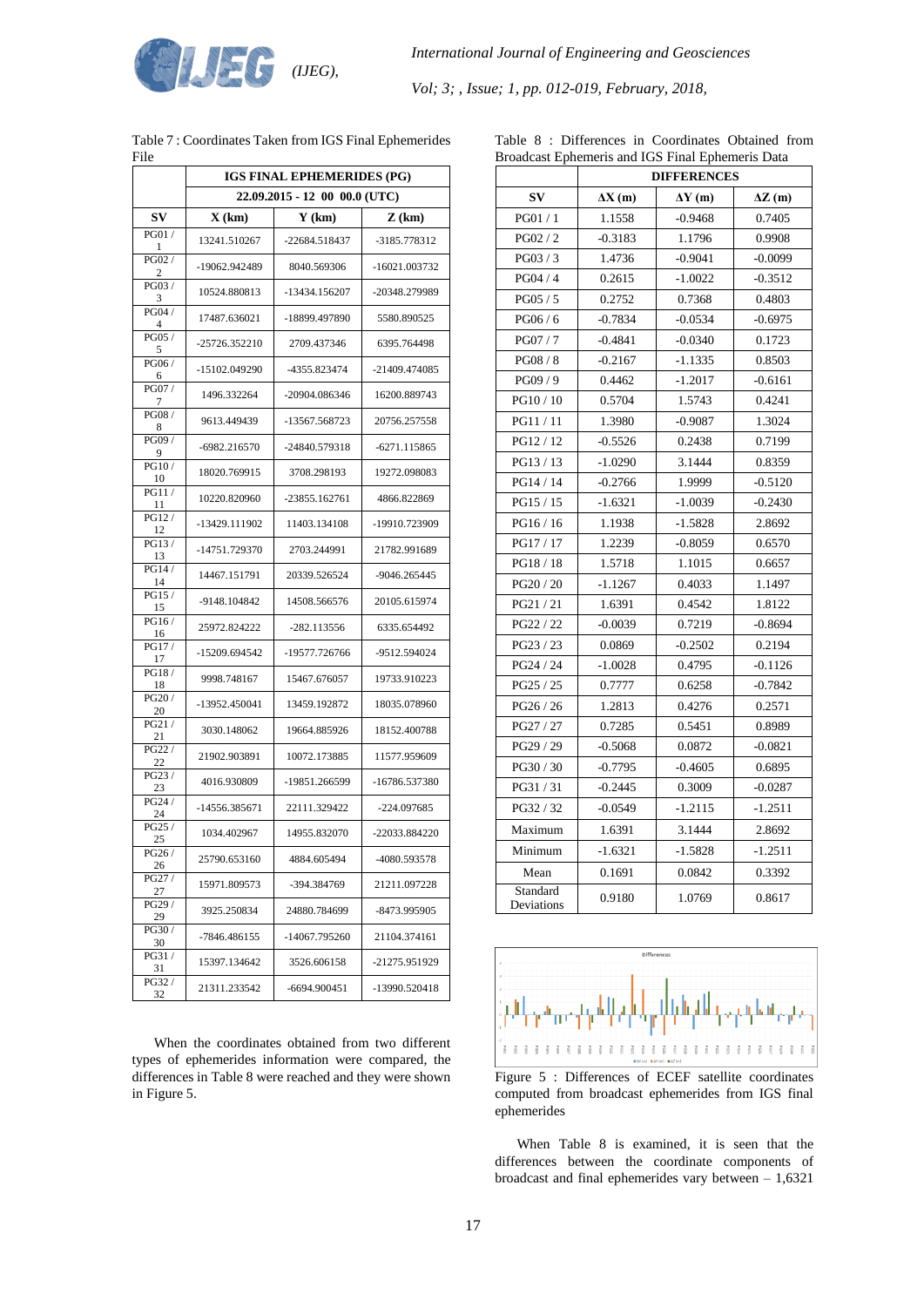Table 7 : Coordinates Taken from IGS Final Ephemerides File

| | IGS FINAL EPHEMERIDES (PG) | | |
|---|---|---|---|
| | 22.09.2015 - 12 00 00.0 (UTC) | | |
| SV | X (km) | Y (km) | Z (km) |
| PG01 / 1 | 13241.510267 | -22684.518437 | -3185.778312 |
| PG02 / 2 | -19062.942489 | 8040.569306 | -16021.003732 |
| PG03 / 3 | 10524.880813 | -13434.156207 | -20348.279989 |
| PG04 / 4 | 17487.636021 | -18899.497890 | 5580.890525 |
| PG05 / 5 | -25726.352210 | 2709.437346 | 6395.764498 |
| PG06 / 6 | -15102.049290 | -4355.823474 | -21409.474085 |
| PG07 / 7 | 1496.332264 | -20904.086346 | 16200.889743 |
| PG08 / 8 | 9613.449439 | -13567.568723 | 20756.257558 |
| PG09 / 9 | -6982.216570 | -24840.579318 | -6271.115865 |
| PG10 / 10 | 18020.769915 | 3708.298193 | 19272.098083 |
| PG11 / 11 | 10220.820960 | -23855.162761 | 4866.822869 |
| PG12 / 12 | -13429.111902 | 11403.134108 | -19910.723909 |
| PG13 / 13 | -14751.729370 | 2703.244991 | 21782.991689 |
| PG14 / 14 | 14467.151791 | 20339.526524 | -9046.265445 |
| PG15 / 15 | -9148.104842 | 14508.566576 | 20105.615974 |
| PG16 / 16 | 25972.824222 | -282.113556 | 6335.654492 |
| PG17 / 17 | -15209.694542 | -19577.726766 | -9512.594024 |
| PG18 / 18 | 9998.748167 | 15467.676057 | 19733.910223 |
| PG20 / 20 | -13952.450041 | 13459.192872 | 18035.078960 |
| PG21 / 21 | 3030.148062 | 19664.885926 | 18152.400788 |
| PG22 / 22 | 21902.903891 | 10072.173885 | 11577.959609 |
| PG23 / 23 | 4016.930809 | -19851.266599 | -16786.537380 |
| PG24 / 24 | -14556.385671 | 22111.329422 | -224.097685 |
| PG25 / 25 | 1034.402967 | 14955.832070 | -22033.884220 |
| PG26 / 26 | 25790.653160 | 4884.605494 | -4080.593578 |
| PG27 / 27 | 15971.809573 | -394.384769 | 21211.097228 |
| PG29 / 29 | 3925.250834 | 24880.784699 | -8473.995905 |
| PG30 / 30 | -7846.486155 | -14067.795260 | 21104.374161 |
| PG31 / 31 | 15397.134642 | 3526.606158 | -21275.951929 |
| PG32 / 32 | 21311.233542 | -6694.900451 | -13990.520418 |

When the coordinates obtained from two different types of ephemerides information were compared, the differences in Table 8 were reached and they were shown in Figure 5.

Table 8 : Differences in Coordinates Obtained from Broadcast Ephemeris and IGS Final Ephemeris Data

| | DIFFERENCES | | |
|---|---|---|---|
| SV | ΔX (m) | ΔY (m) | ΔZ (m) |
| PG01 / 1 | 1.1558 | -0.9468 | 0.7405 |
| PG02 / 2 | -0.3183 | 1.1796 | 0.9908 |
| PG03 / 3 | 1.4736 | -0.9041 | -0.0099 |
| PG04 / 4 | 0.2615 | -1.0022 | -0.3512 |
| PG05 / 5 | 0.2752 | 0.7368 | 0.4803 |
| PG06 / 6 | -0.7834 | -0.0534 | -0.6975 |
| PG07 / 7 | -0.4841 | -0.0340 | 0.1723 |
| PG08 / 8 | -0.2167 | -1.1335 | 0.8503 |
| PG09 / 9 | 0.4462 | -1.2017 | -0.6161 |
| PG10 / 10 | 0.5704 | 1.5743 | 0.4241 |
| PG11 / 11 | 1.3980 | -0.9087 | 1.3024 |
| PG12 / 12 | -0.5526 | 0.2438 | 0.7199 |
| PG13 / 13 | -1.0290 | 3.1444 | 0.8359 |
| PG14 / 14 | -0.2766 | 1.9999 | -0.5120 |
| PG15 / 15 | -1.6321 | -1.0039 | -0.2430 |
| PG16 / 16 | 1.1938 | -1.5828 | 2.8692 |
| PG17 / 17 | 1.2239 | -0.8059 | 0.6570 |
| PG18 / 18 | 1.5718 | 1.1015 | 0.6657 |
| PG20 / 20 | -1.1267 | 0.4033 | 1.1497 |
| PG21 / 21 | 1.6391 | 0.4542 | 1.8122 |
| PG22 / 22 | -0.0039 | 0.7219 | -0.8694 |
| PG23 / 23 | 0.0869 | -0.2502 | 0.2194 |
| PG24 / 24 | -1.0028 | 0.4795 | -0.1126 |
| PG25 / 25 | 0.7777 | 0.6258 | -0.7842 |
| PG26 / 26 | 1.2813 | 0.4276 | 0.2571 |
| PG27 / 27 | 0.7285 | 0.5451 | 0.8989 |
| PG29 / 29 | -0.5068 | 0.0872 | -0.0821 |
| PG30 / 30 | -0.7795 | -0.4605 | 0.6895 |
| PG31 / 31 | -0.2445 | 0.3009 | -0.0287 |
| PG32 / 32 | -0.0549 | -1.2115 | -1.2511 |
| Maximum | 1.6391 | 3.1444 | 2.8692 |
| Minimum | -1.6321 | -1.5828 | -1.2511 |
| Mean | 0.1691 | 0.0842 | 0.3392 |
| Standard Deviations | 0.9180 | 1.0769 | 0.8617 |

Figure 5 : Differences of ECEF satellite coordinates computed from broadcast ephemerides from IGS final ephemerides

When Table 8 is examined, it is seen that the differences between the coordinate components of broadcast and final ephemerides vary between – 1,6321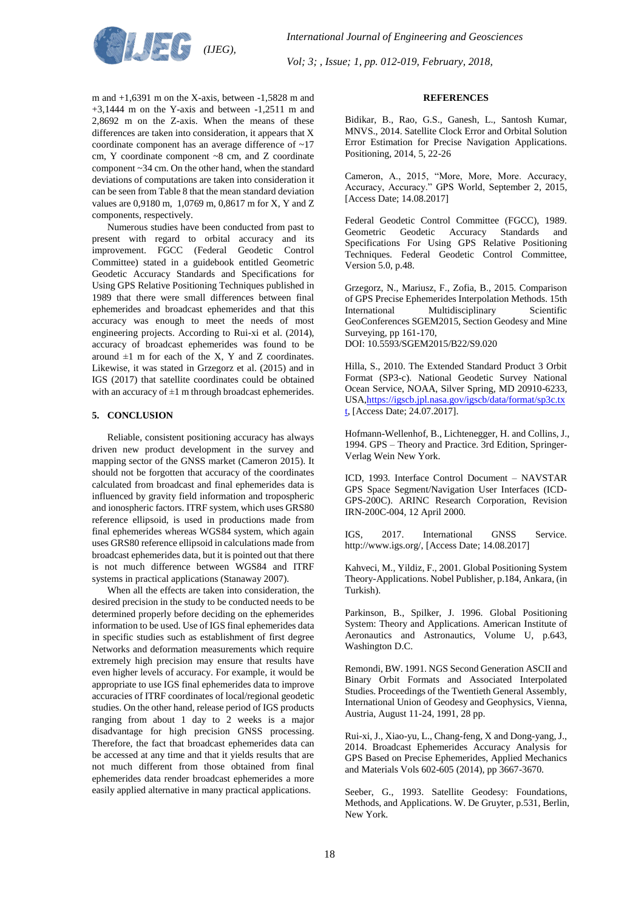m and +1,6391 m on the X-axis, between -1,5828 m and +3,1444 m on the Y-axis and between -1,2511 m and 2,8692 m on the Z-axis. When the means of these differences are taken into consideration, it appears that X coordinate component has an average difference of ~17 cm, Y coordinate component ~8 cm, and Z coordinate component ~34 cm. On the other hand, when the standard deviations of computations are taken into consideration it can be seen from Table 8 that the mean standard deviation values are 0,9180 m, 1,0769 m, 0,8617 m for X, Y and Z components, respectively.

Numerous studies have been conducted from past to present with regard to orbital accuracy and its improvement. FGCC (Federal Geodetic Control Committee) stated in a guidebook entitled Geometric Geodetic Accuracy Standards and Specifications for Using GPS Relative Positioning Techniques published in 1989 that there were small differences between final ephemerides and broadcast ephemerides and that this accuracy was enough to meet the needs of most engineering projects. According to Rui-xi et al. (2014), accuracy of broadcast ephemerides was found to be around ±1 m for each of the X, Y and Z coordinates. Likewise, it was stated in Grzegorz et al. (2015) and in IGS (2017) that satellite coordinates could be obtained with an accuracy of ±1 m through broadcast ephemerides.

## 5. CONCLUSION

Reliable, consistent positioning accuracy has always driven new product development in the survey and mapping sector of the GNSS market (Cameron 2015). It should not be forgotten that accuracy of the coordinates calculated from broadcast and final ephemerides data is influenced by gravity field information and tropospheric and ionospheric factors. ITRF system, which uses GRS80 reference ellipsoid, is used in productions made from final ephemerides whereas WGS84 system, which again uses GRS80 reference ellipsoid in calculations made from broadcast ephemerides data, but it is pointed out that there is not much difference between WGS84 and ITRF systems in practical applications (Stanaway 2007).

When all the effects are taken into consideration, the desired precision in the study to be conducted needs to be determined properly before deciding on the ephemerides information to be used. Use of IGS final ephemerides data in specific studies such as establishment of first degree Networks and deformation measurements which require extremely high precision may ensure that results have even higher levels of accuracy. For example, it would be appropriate to use IGS final ephemerides data to improve accuracies of ITRF coordinates of local/regional geodetic studies. On the other hand, release period of IGS products ranging from about 1 day to 2 weeks is a major disadvantage for high precision GNSS processing. Therefore, the fact that broadcast ephemerides data can be accessed at any time and that it yields results that are not much different from those obtained from final ephemerides data render broadcast ephemerides a more easily applied alternative in many practical applications.

## REFERENCES

Bidikar, B., Rao, G.S., Ganesh, L., Santosh Kumar, MNVS., 2014. Satellite Clock Error and Orbital Solution Error Estimation for Precise Navigation Applications. Positioning, 2014, 5, 22-26

Cameron, A., 2015, "More, More, More. Accuracy, Accuracy, Accuracy." GPS World, September 2, 2015, [Access Date; 14.08.2017]

Federal Geodetic Control Committee (FGCC), 1989. Geometric Geodetic Accuracy Standards and Specifications For Using GPS Relative Positioning Techniques. Federal Geodetic Control Committee, Version 5.0, p.48.

Grzegorz, N., Mariusz, F., Zofia, B., 2015. Comparison of GPS Precise Ephemerides Interpolation Methods. 15th International Multidisciplinary Scientific GeoConferences SGEM2015, Section Geodesy and Mine Surveying, pp 161-170, DOI: 10.5593/SGEM2015/B22/S9.020

Hilla, S., 2010. The Extended Standard Product 3 Orbit Format (SP3-c). National Geodetic Survey National Ocean Service, NOAA, Silver Spring, MD 20910-6233, USA,https://igscb.jpl.nasa.gov/igscb/data/format/sp3c.txt, [Access Date; 24.07.2017].

Hofmann-Wellenhof, B., Lichtenegger, H. and Collins, J., 1994. GPS – Theory and Practice. 3rd Edition, Springer-Verlag Wein New York.

ICD, 1993. Interface Control Document – NAVSTAR GPS Space Segment/Navigation User Interfaces (ICD-GPS-200C). ARINC Research Corporation, Revision IRN-200C-004, 12 April 2000.

IGS, 2017. International GNSS Service. http://www.igs.org/, [Access Date; 14.08.2017]

Kahveci, M., Yildiz, F., 2001. Global Positioning System Theory-Applications. Nobel Publisher, p.184, Ankara, (in Turkish).

Parkinson, B., Spilker, J. 1996. Global Positioning System: Theory and Applications. American Institute of Aeronautics and Astronautics, Volume U, p.643, Washington D.C.

Remondi, BW. 1991. NGS Second Generation ASCII and Binary Orbit Formats and Associated Interpolated Studies. Proceedings of the Twentieth General Assembly, International Union of Geodesy and Geophysics, Vienna, Austria, August 11-24, 1991, 28 pp.

Rui-xi, J., Xiao-yu, L., Chang-feng, X and Dong-yang, J., 2014. Broadcast Ephemerides Accuracy Analysis for GPS Based on Precise Ephemerides, Applied Mechanics and Materials Vols 602-605 (2014), pp 3667-3670.

Seeber, G., 1993. Satellite Geodesy: Foundations, Methods, and Applications. W. De Gruyter, p.531, Berlin, New York.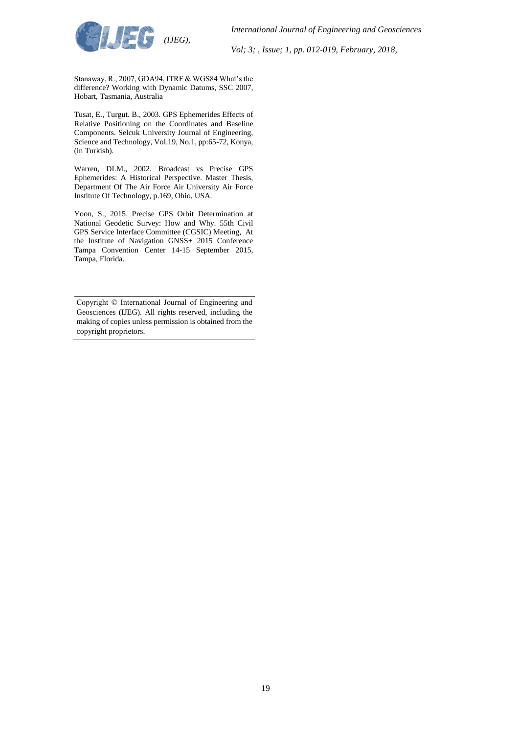Stanaway, R., 2007, GDA94, ITRF & WGS84 What's the difference? Working with Dynamic Datums, SSC 2007, Hobart, Tasmania, Australia

Tusat, E., Turgut. B., 2003. GPS Ephemerides Effects of Relative Positioning on the Coordinates and Baseline Components. Selcuk University Journal of Engineering, Science and Technology, Vol.19, No.1, pp:65-72, Konya, (in Turkish).

Warren, DLM., 2002. Broadcast vs Precise GPS Ephemerides: A Historical Perspective. Master Thesis, Department Of The Air Force Air University Air Force Institute Of Technology, p.169, Ohio, USA.

Yoon, S., 2015. Precise GPS Orbit Determination at National Geodetic Survey: How and Why. 55th Civil GPS Service Interface Committee (CGSIC) Meeting, At the Institute of Navigation GNSS+ 2015 Conference Tampa Convention Center 14-15 September 2015, Tampa, Florida.

---

Copyright © International Journal of Engineering and Geosciences (IJEG). All rights reserved, including the making of copies unless permission is obtained from the copyright proprietors.

---